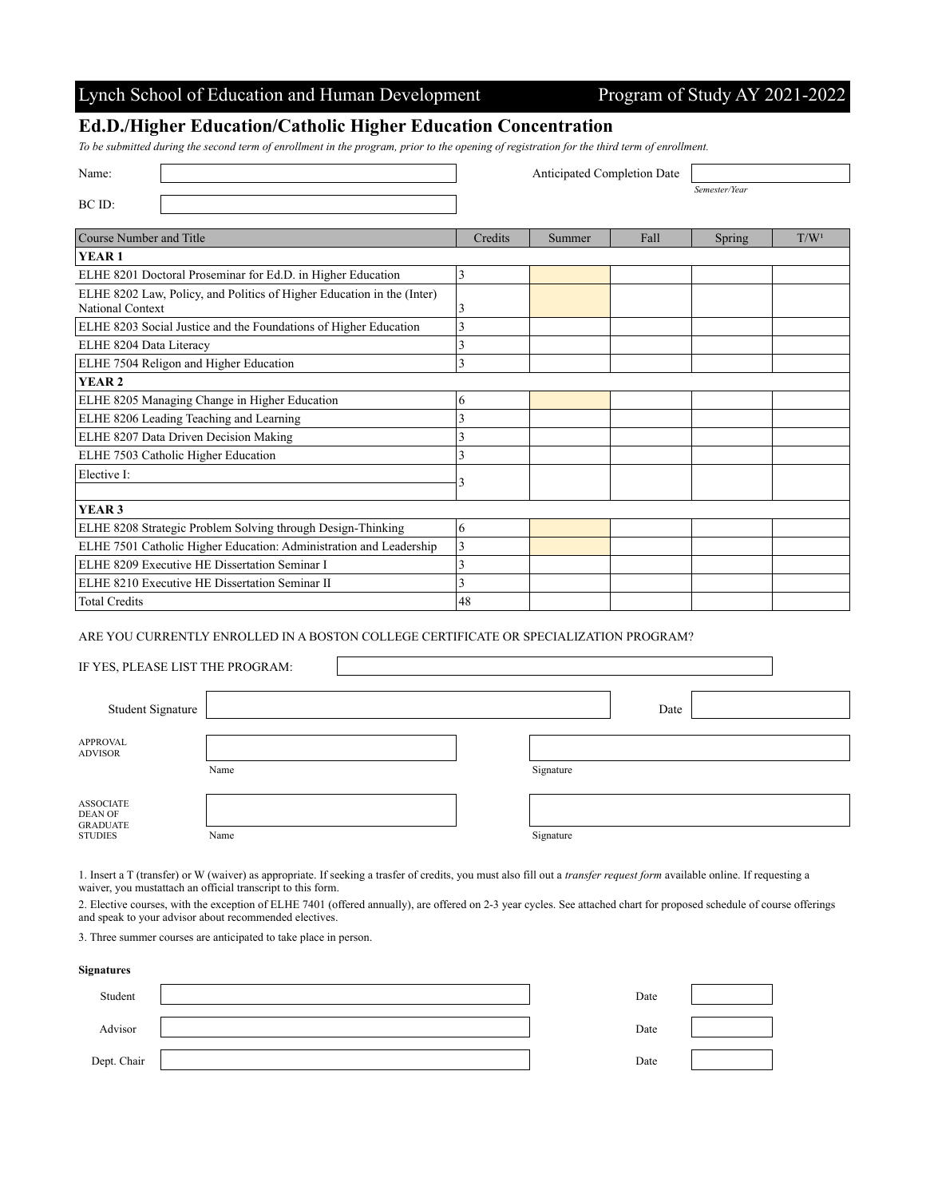Lynch School of Education and Human Development — Program of Study AY 2021-2022

## Ed.D./Higher Education/Catholic Higher Education Concentration

*To be submitted during the second term of enrollment in the program, prior to the opening of registration for the third term of enrollment.*

Name:

BC ID:

Anticipated Completion Date
*Semester/Year*

| Course Number and Title | Credits | Summer | Fall | Spring | T/W[1] |
|---|---|---|---|---|---|
| **YEAR 1** | | | | | |
| ELHE 8201 Doctoral Proseminar for Ed.D. in Higher Education | 3 | | | | |
| ELHE 8202 Law, Policy, and Politics of Higher Education in the (Inter) National Context | 3 | | | | |
| ELHE 8203 Social Justice and the Foundations of Higher Education | 3 | | | | |
| ELHE 8204 Data Literacy | 3 | | | | |
| ELHE 7504 Religon and Higher Education | 3 | | | | |
| **YEAR 2** | | | | | |
| ELHE 8205 Managing Change in Higher Education | 6 | | | | |
| ELHE 8206 Leading Teaching and Learning | 3 | | | | |
| ELHE 8207 Data Driven Decision Making | 3 | | | | |
| ELHE 7503 Catholic Higher Education | 3 | | | | |
| Elective I: | 3 | | | | |
| **YEAR 3** | | | | | |
| ELHE 8208 Strategic Problem Solving through Design-Thinking | 6 | | | | |
| ELHE 7501 Catholic Higher Education: Administration and Leadership | 3 | | | | |
| ELHE 8209 Executive HE Dissertation Seminar I | 3 | | | | |
| ELHE 8210 Executive HE Dissertation Seminar II | 3 | | | | |
| Total Credits | 48 | | | | |

ARE YOU CURRENTLY ENROLLED IN A BOSTON COLLEGE CERTIFICATE OR SPECIALIZATION PROGRAM?

IF YES, PLEASE LIST THE PROGRAM:

Student Signature — Date

APPROVAL ADVISOR — Name — Signature

ASSOCIATE DEAN OF GRADUATE STUDIES — Name — Signature

1. Insert a T (transfer) or W (waiver) as appropriate. If seeking a trasfer of credits, you must also fill out a *transfer request form* available online. If requesting a waiver, you mustattach an official transcript to this form.

2. Elective courses, with the exception of ELHE 7401 (offered annually), are offered on 2-3 year cycles. See attached chart for proposed schedule of course offerings and speak to your advisor about recommended electives.

3. Three summer courses are anticipated to take place in person.

**Signatures**

Student — Date

Advisor — Date

Dept. Chair — Date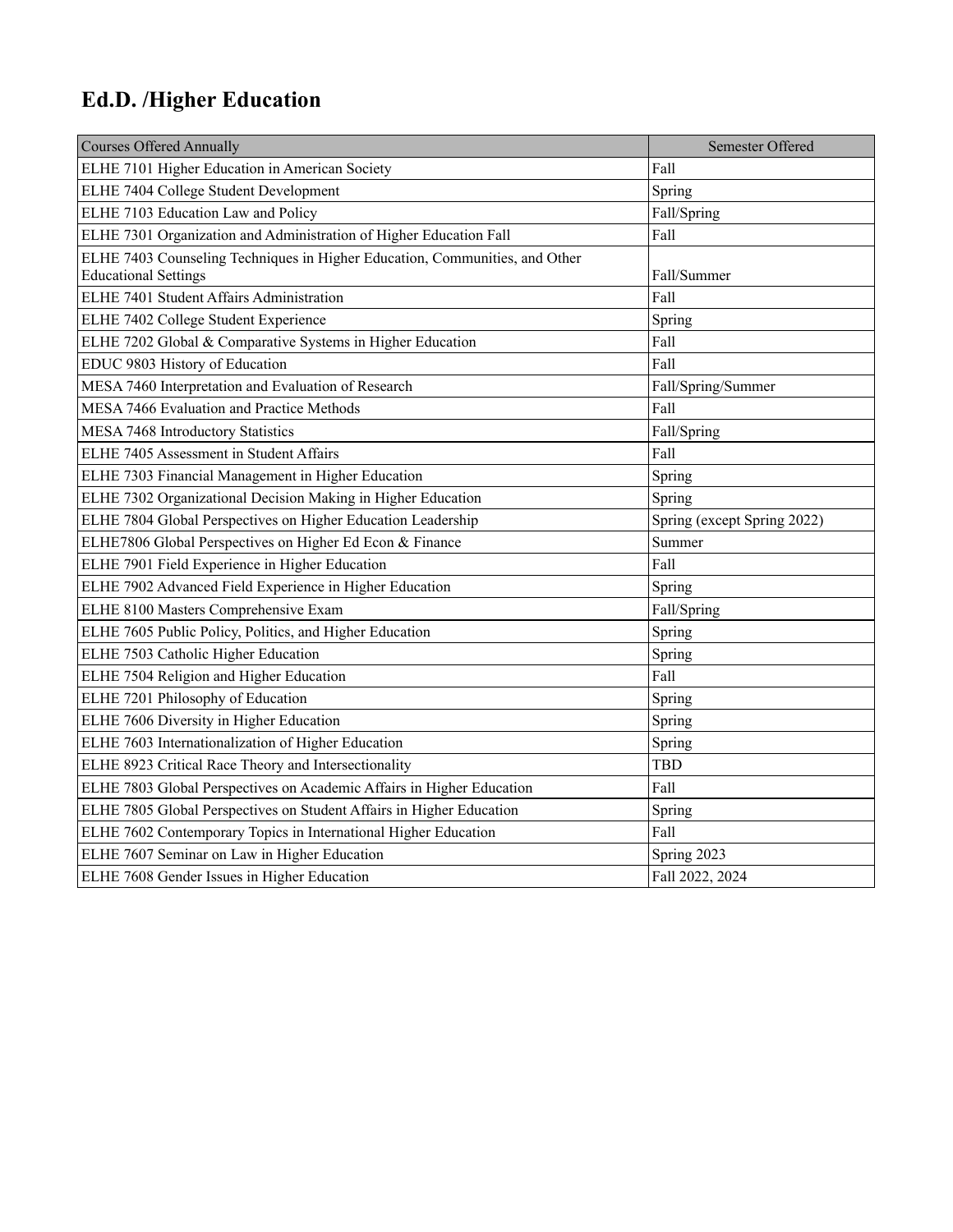# Ed.D. /Higher Education

| Courses Offered Annually | Semester Offered |
|---|---|
| ELHE 7101 Higher Education in American Society | Fall |
| ELHE 7404 College Student Development | Spring |
| ELHE 7103 Education Law and Policy | Fall/Spring |
| ELHE 7301 Organization and Administration of Higher Education Fall | Fall |
| ELHE 7403 Counseling Techniques in Higher Education, Communities, and Other Educational Settings | Fall/Summer |
| ELHE 7401 Student Affairs Administration | Fall |
| ELHE 7402 College Student Experience | Spring |
| ELHE 7202 Global & Comparative Systems in Higher Education | Fall |
| EDUC 9803 History of Education | Fall |
| MESA 7460 Interpretation and Evaluation of Research | Fall/Spring/Summer |
| MESA 7466 Evaluation and Practice Methods | Fall |
| MESA 7468 Introductory Statistics | Fall/Spring |
| ELHE 7405 Assessment in Student Affairs | Fall |
| ELHE 7303 Financial Management in Higher Education | Spring |
| ELHE 7302 Organizational Decision Making in Higher Education | Spring |
| ELHE 7804 Global Perspectives on Higher Education Leadership | Spring (except Spring 2022) |
| ELHE7806 Global Perspectives on Higher Ed Econ & Finance | Summer |
| ELHE 7901 Field Experience in Higher Education | Fall |
| ELHE 7902 Advanced Field Experience in Higher Education | Spring |
| ELHE 8100 Masters Comprehensive Exam | Fall/Spring |
| ELHE 7605 Public Policy, Politics, and Higher Education | Spring |
| ELHE 7503 Catholic Higher Education | Spring |
| ELHE 7504 Religion and Higher Education | Fall |
| ELHE 7201 Philosophy of Education | Spring |
| ELHE 7606 Diversity in Higher Education | Spring |
| ELHE 7603 Internationalization of Higher Education | Spring |
| ELHE 8923 Critical Race Theory and Intersectionality | TBD |
| ELHE 7803 Global Perspectives on Academic Affairs in Higher Education | Fall |
| ELHE 7805 Global Perspectives on Student Affairs in Higher Education | Spring |
| ELHE 7602 Contemporary Topics in International Higher Education | Fall |
| ELHE 7607 Seminar on Law in Higher Education | Spring 2023 |
| ELHE 7608 Gender Issues in Higher Education | Fall 2022, 2024 |